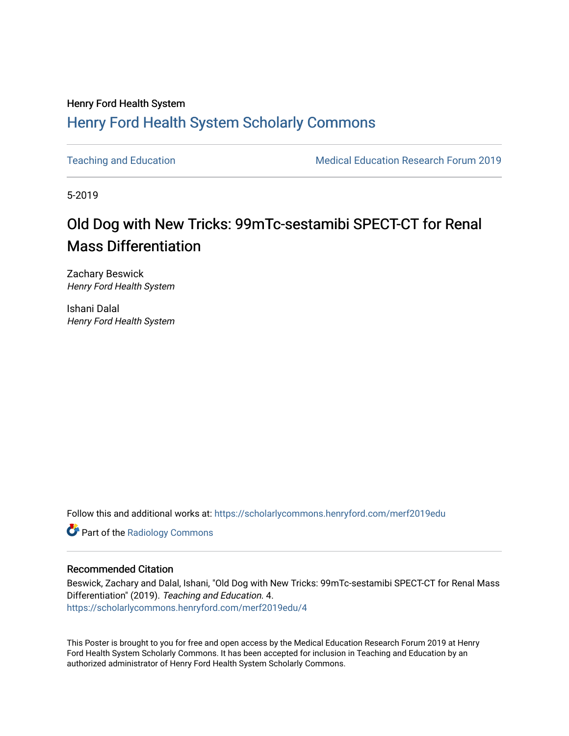Henry Ford Health System

# Henry Ford Health System Scholarly Commons

Teaching and Education

Medical Education Research Forum 2019

5-2019

# Old Dog with New Tricks: 99mTc-sestamibi SPECT-CT for Renal Mass Differentiation

Zachary Beswick
*Henry Ford Health System*

Ishani Dalal
*Henry Ford Health System*

Follow this and additional works at: https://scholarlycommons.henryford.com/merf2019edu

Part of the Radiology Commons

### Recommended Citation

Beswick, Zachary and Dalal, Ishani, "Old Dog with New Tricks: 99mTc-sestamibi SPECT-CT for Renal Mass Differentiation" (2019). *Teaching and Education.* 4.
https://scholarlycommons.henryford.com/merf2019edu/4

This Poster is brought to you for free and open access by the Medical Education Research Forum 2019 at Henry Ford Health System Scholarly Commons. It has been accepted for inclusion in Teaching and Education by an authorized administrator of Henry Ford Health System Scholarly Commons.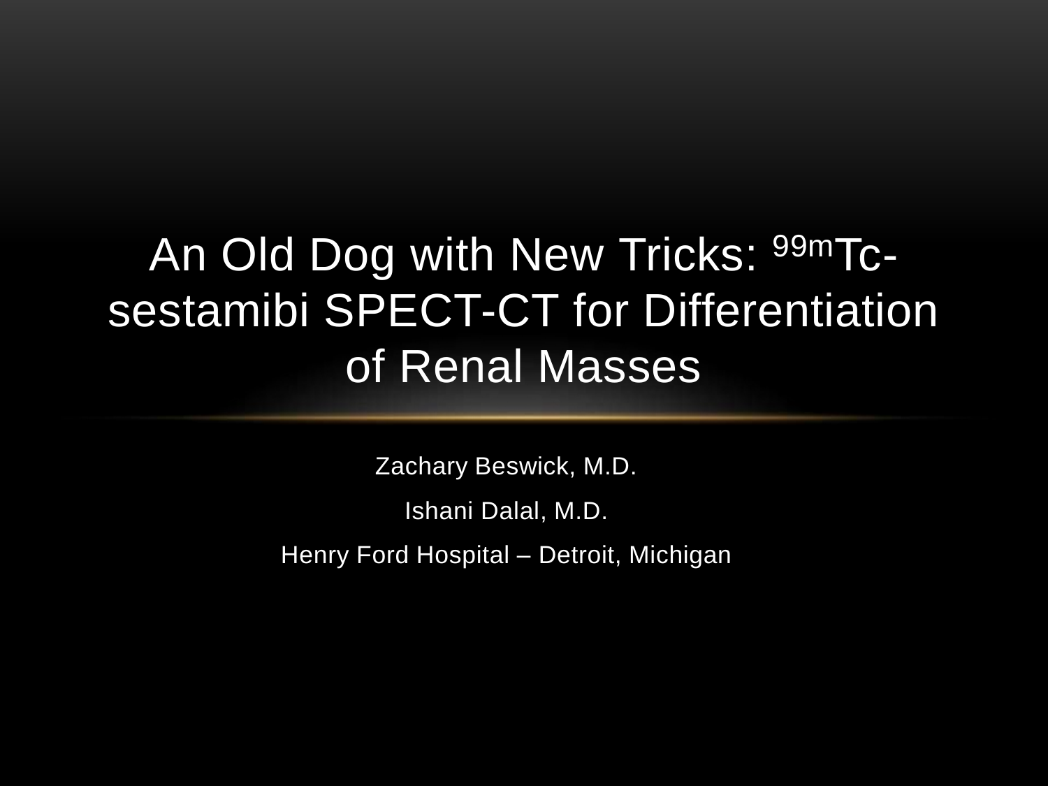# An Old Dog with New Tricks: $^{99m}$Tc-sestamibi SPECT-CT for Differentiation of Renal Masses

Zachary Beswick, M.D.

Ishani Dalal, M.D.

Henry Ford Hospital – Detroit, Michigan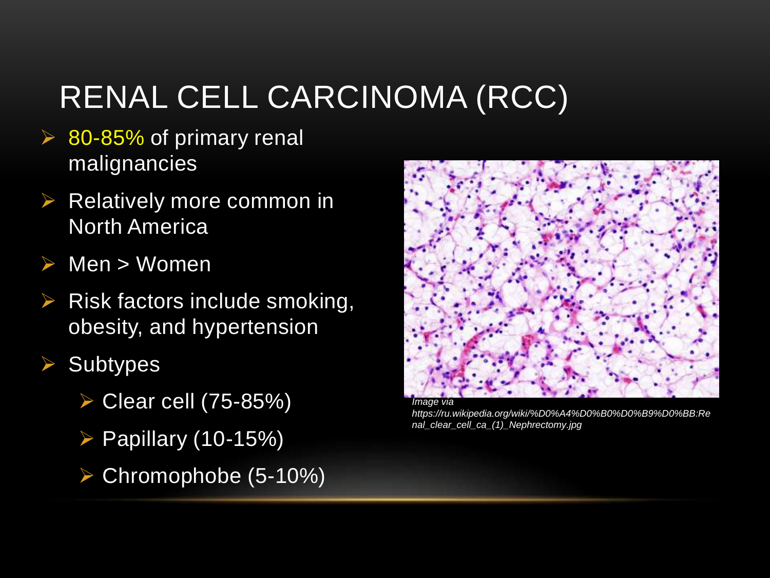# RENAL CELL CARCINOMA (RCC)

- 80-85% of primary renal malignancies
- Relatively more common in North America
- Men > Women
- Risk factors include smoking, obesity, and hypertension
- Subtypes
  - Clear cell (75-85%)
  - Papillary (10-15%)
  - Chromophobe (5-10%)

*Image via https://ru.wikipedia.org/wiki/%D0%A4%D0%B0%D0%B9%D0%BB:Renal_clear_cell_ca_(1)_Nephrectomy.jpg*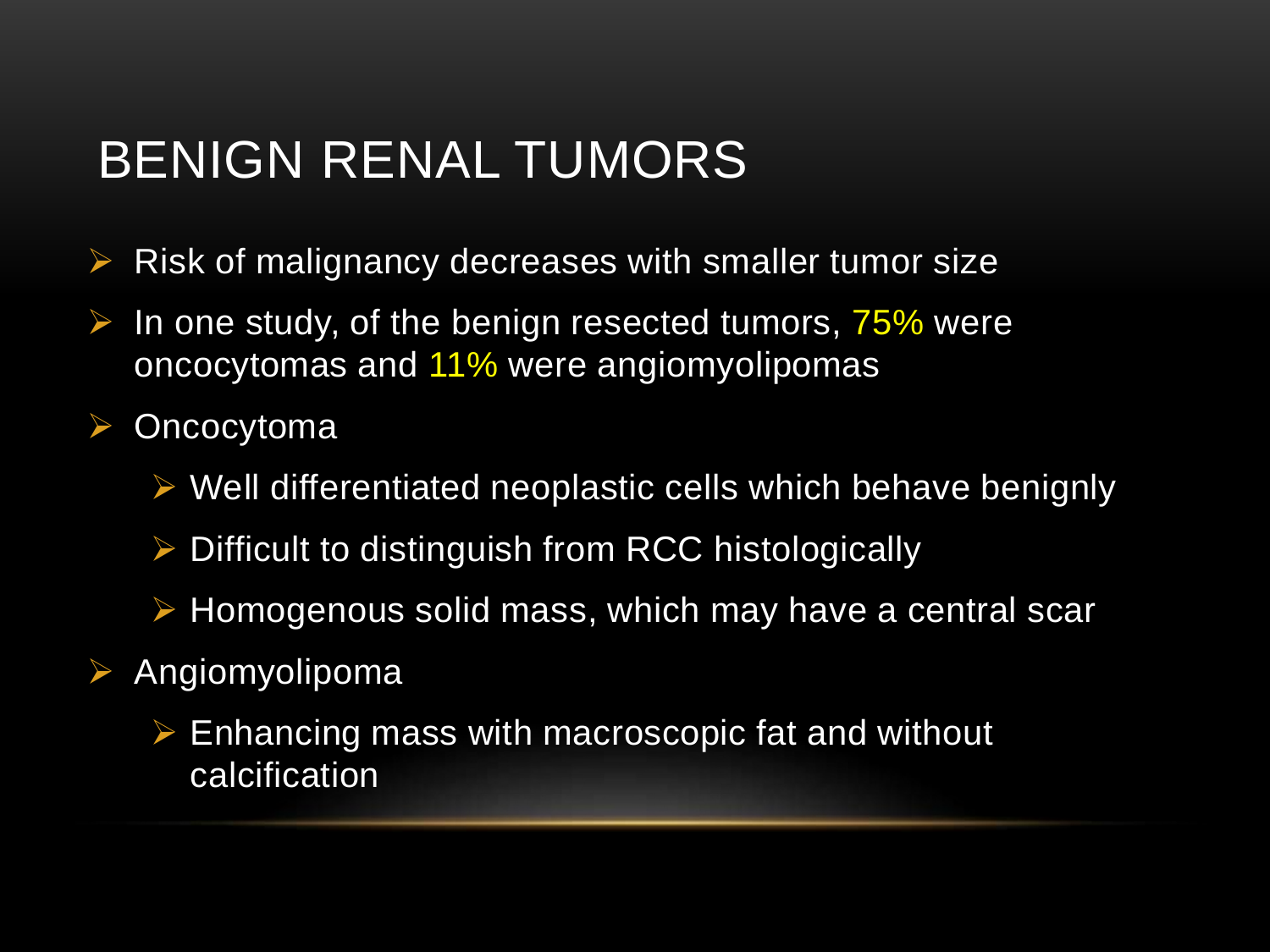# BENIGN RENAL TUMORS

- Risk of malignancy decreases with smaller tumor size
- In one study, of the benign resected tumors, 75% were oncocytomas and 11% were angiomyolipomas
- Oncocytoma
  - Well differentiated neoplastic cells which behave benignly
  - Difficult to distinguish from RCC histologically
  - Homogenous solid mass, which may have a central scar
- Angiomyolipoma
  - Enhancing mass with macroscopic fat and without calcification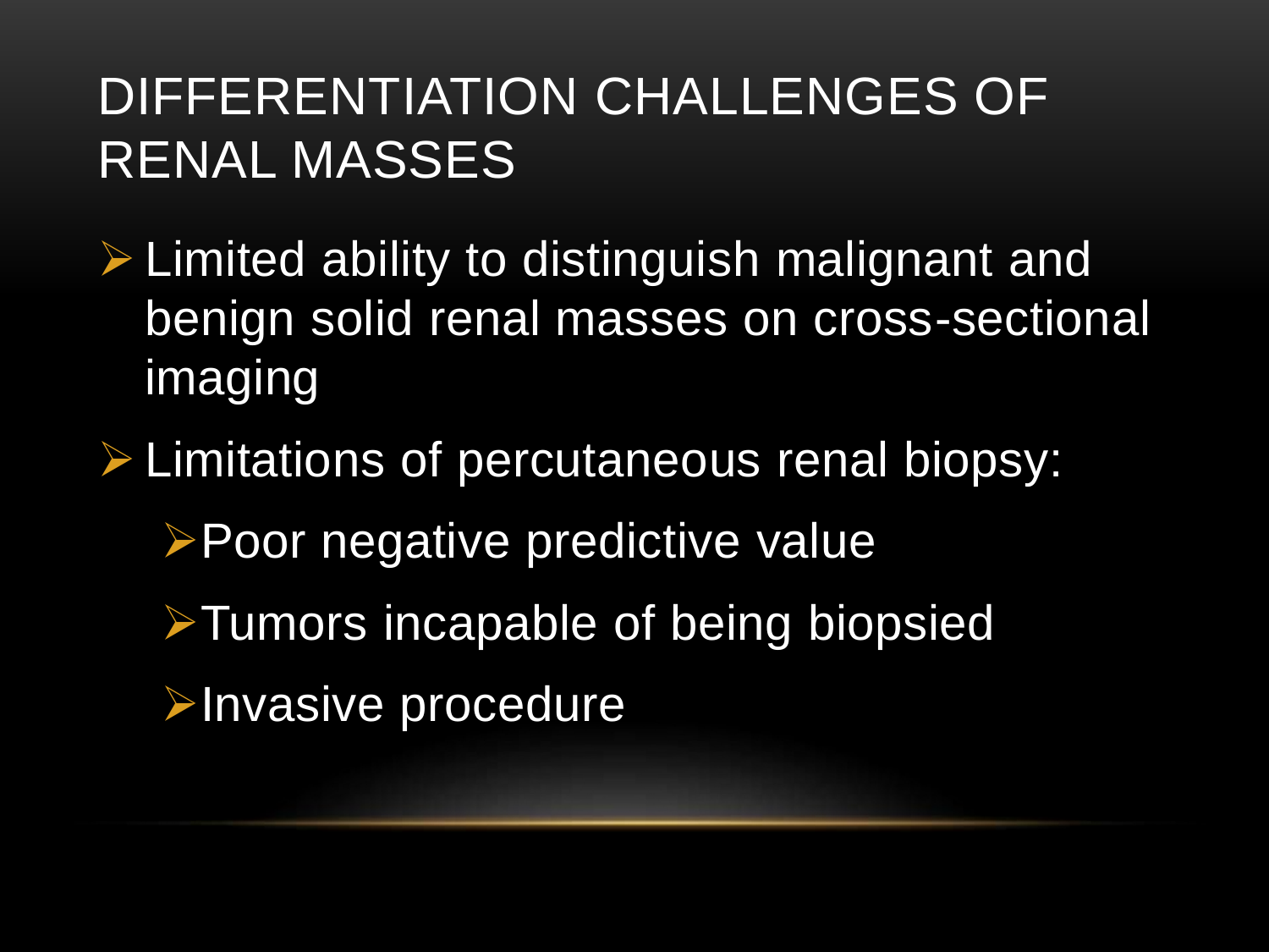# DIFFERENTIATION CHALLENGES OF RENAL MASSES

- Limited ability to distinguish malignant and benign solid renal masses on cross-sectional imaging
- Limitations of percutaneous renal biopsy:
  - Poor negative predictive value
  - Tumors incapable of being biopsied
  - Invasive procedure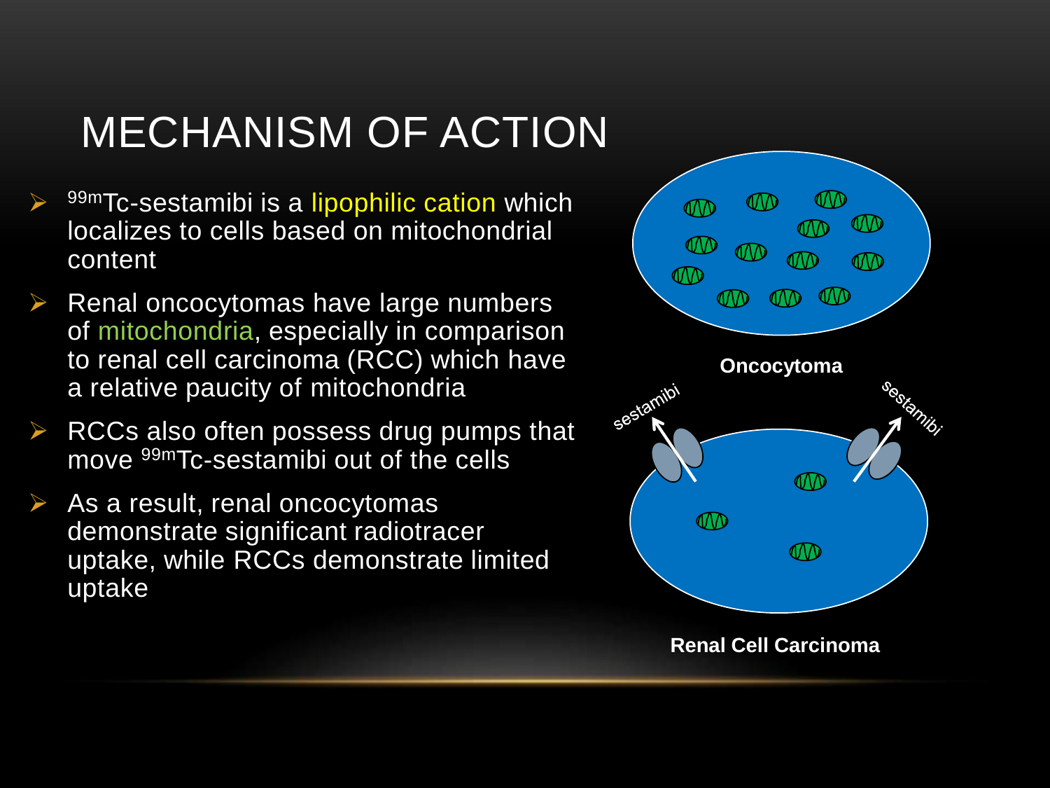# MECHANISM OF ACTION

- $^{99m}$Tc-sestamibi is a lipophilic cation which localizes to cells based on mitochondrial content
- Renal oncocytomas have large numbers of mitochondria, especially in comparison to renal cell carcinoma (RCC) which have a relative paucity of mitochondria
- RCCs also often possess drug pumps that move $^{99m}$Tc-sestamibi out of the cells
- As a result, renal oncocytomas demonstrate significant radiotracer uptake, while RCCs demonstrate limited uptake

**Oncocytoma**

sestamibi sestamibi

**Renal Cell Carcinoma**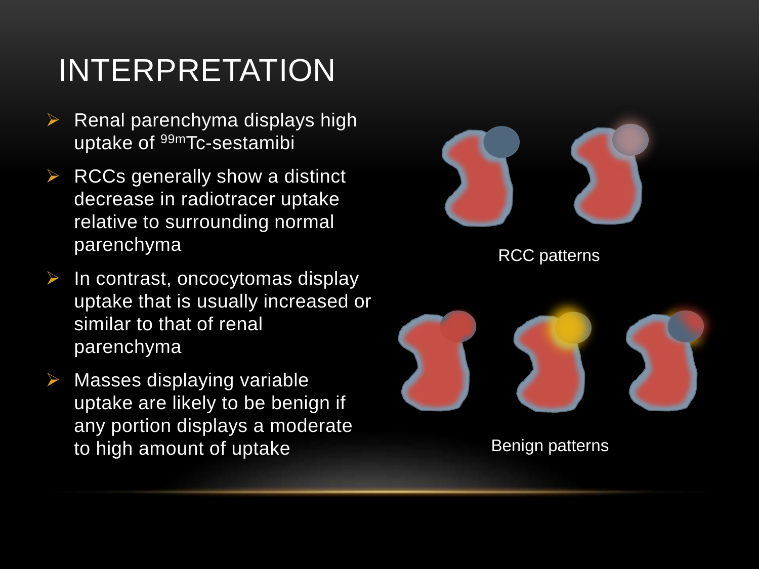# INTERPRETATION

- Renal parenchyma displays high uptake of $^{99m}$Tc-sestamibi
- RCCs generally show a distinct decrease in radiotracer uptake relative to surrounding normal parenchyma
- In contrast, oncocytomas display uptake that is usually increased or similar to that of renal parenchyma
- Masses displaying variable uptake are likely to be benign if any portion displays a moderate to high amount of uptake

RCC patterns

Benign patterns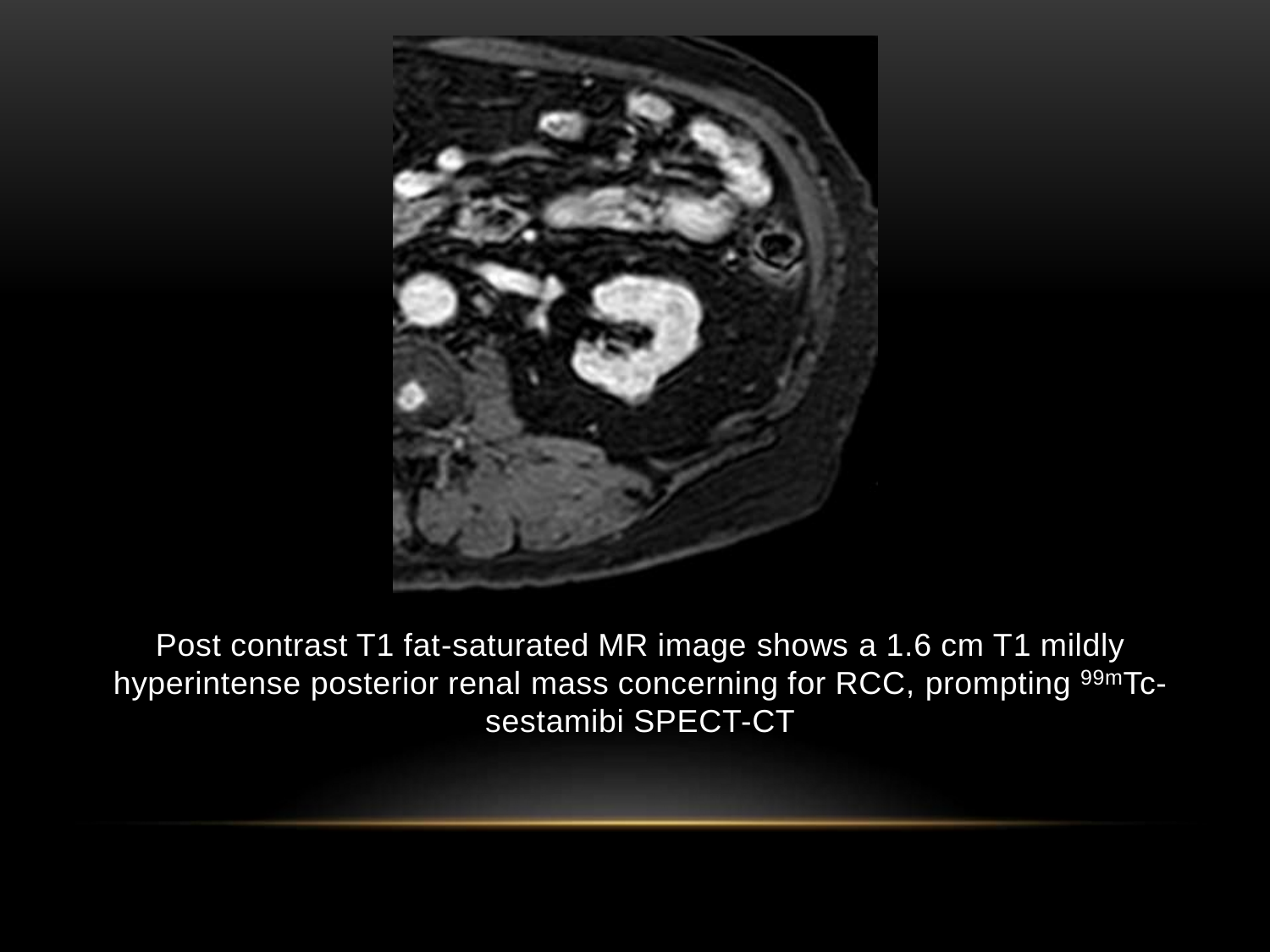Post contrast T1 fat-saturated MR image shows a 1.6 cm T1 mildly hyperintense posterior renal mass concerning for RCC, prompting $^{99m}$Tc-sestamibi SPECT-CT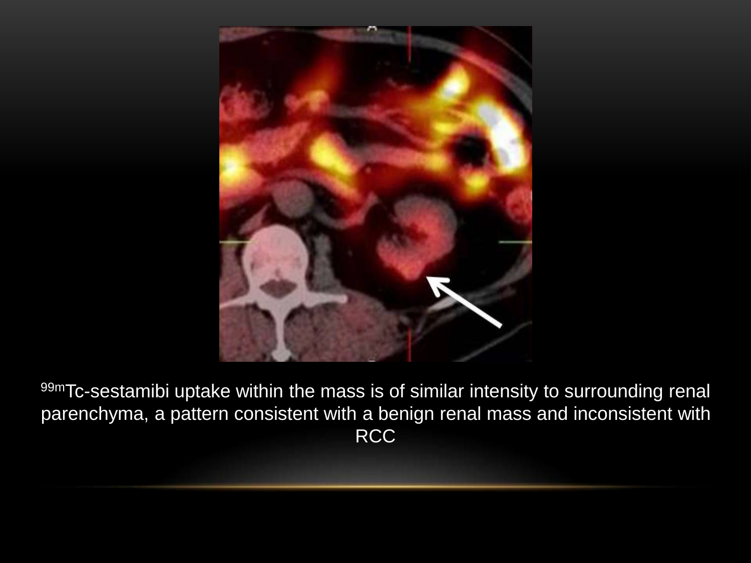$^{99m}$Tc-sestamibi uptake within the mass is of similar intensity to surrounding renal parenchyma, a pattern consistent with a benign renal mass and inconsistent with RCC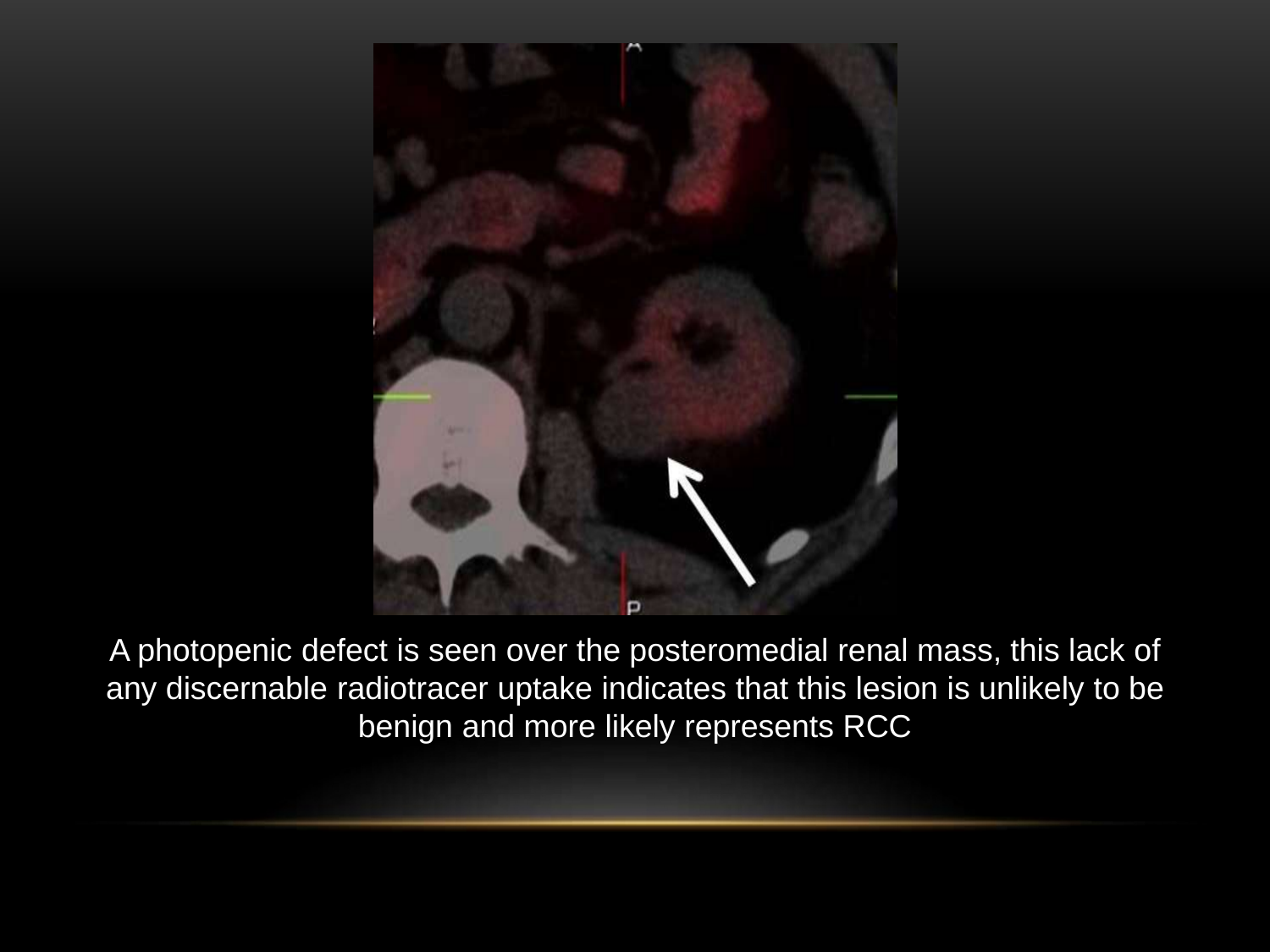A photopenic defect is seen over the posteromedial renal mass, this lack of any discernable radiotracer uptake indicates that this lesion is unlikely to be benign and more likely represents RCC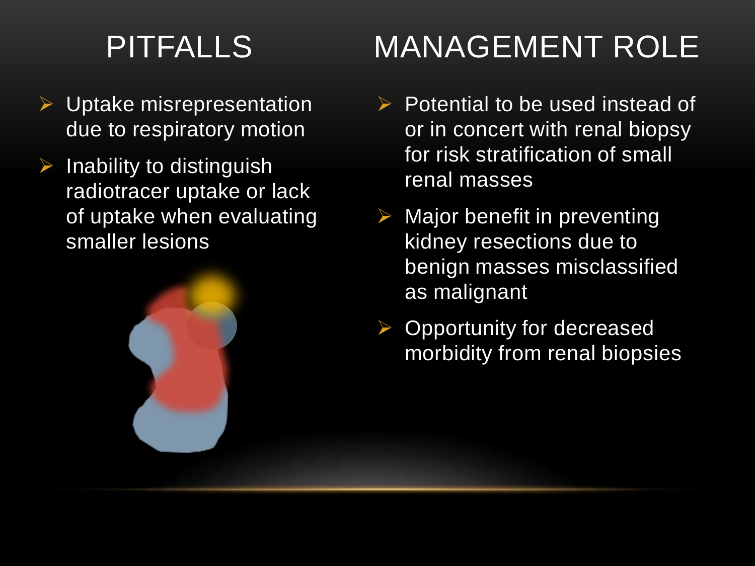## PITFALLS

- Uptake misrepresentation due to respiratory motion
- Inability to distinguish radiotracer uptake or lack of uptake when evaluating smaller lesions

## MANAGEMENT ROLE

- Potential to be used instead of or in concert with renal biopsy for risk stratification of small renal masses
- Major benefit in preventing kidney resections due to benign masses misclassified as malignant
- Opportunity for decreased morbidity from renal biopsies